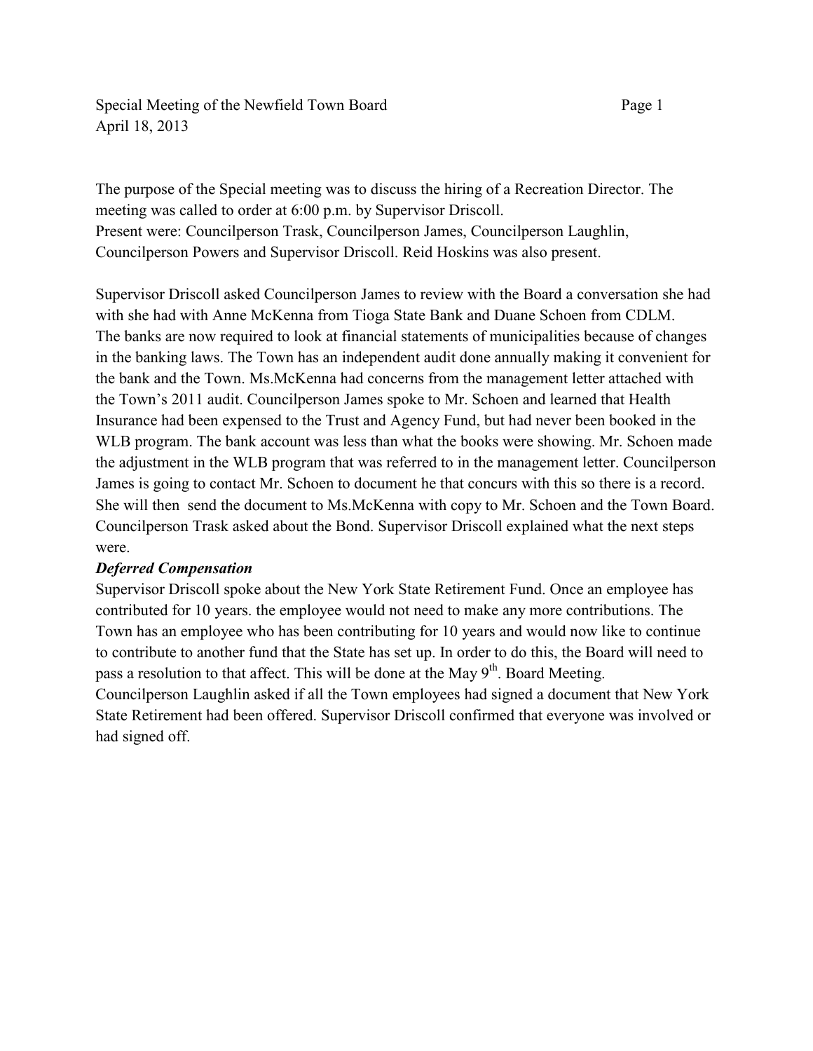Special Meeting of the Newfield Town Board
April 18, 2013

The purpose of the Special meeting was to discuss the hiring of a Recreation Director. The meeting was called to order at 6:00 p.m. by Supervisor Driscoll.
Present were: Councilperson Trask, Councilperson James, Councilperson Laughlin, Councilperson Powers and Supervisor Driscoll. Reid Hoskins was also present.

Supervisor Driscoll asked Councilperson James to review with the Board a conversation she had with she had with Anne McKenna from Tioga State Bank and Duane Schoen from CDLM. The banks are now required to look at financial statements of municipalities because of changes in the banking laws. The Town has an independent audit done annually making it convenient for the bank and the Town. Ms.McKenna had concerns from the management letter attached with the Town's 2011 audit. Councilperson James spoke to Mr. Schoen and learned that Health Insurance had been expensed to the Trust and Agency Fund, but had never been booked in the WLB program. The bank account was less than what the books were showing. Mr. Schoen made the adjustment in the WLB program that was referred to in the management letter. Councilperson James is going to contact Mr. Schoen to document he that concurs with this so there is a record. She will then send the document to Ms.McKenna with copy to Mr. Schoen and the Town Board. Councilperson Trask asked about the Bond. Supervisor Driscoll explained what the next steps were.

***Deferred Compensation***

Supervisor Driscoll spoke about the New York State Retirement Fund. Once an employee has contributed for 10 years. the employee would not need to make any more contributions. The Town has an employee who has been contributing for 10 years and would now like to continue to contribute to another fund that the State has set up. In order to do this, the Board will need to pass a resolution to that affect. This will be done at the May 9th. Board Meeting.
Councilperson Laughlin asked if all the Town employees had signed a document that New York State Retirement had been offered. Supervisor Driscoll confirmed that everyone was involved or had signed off.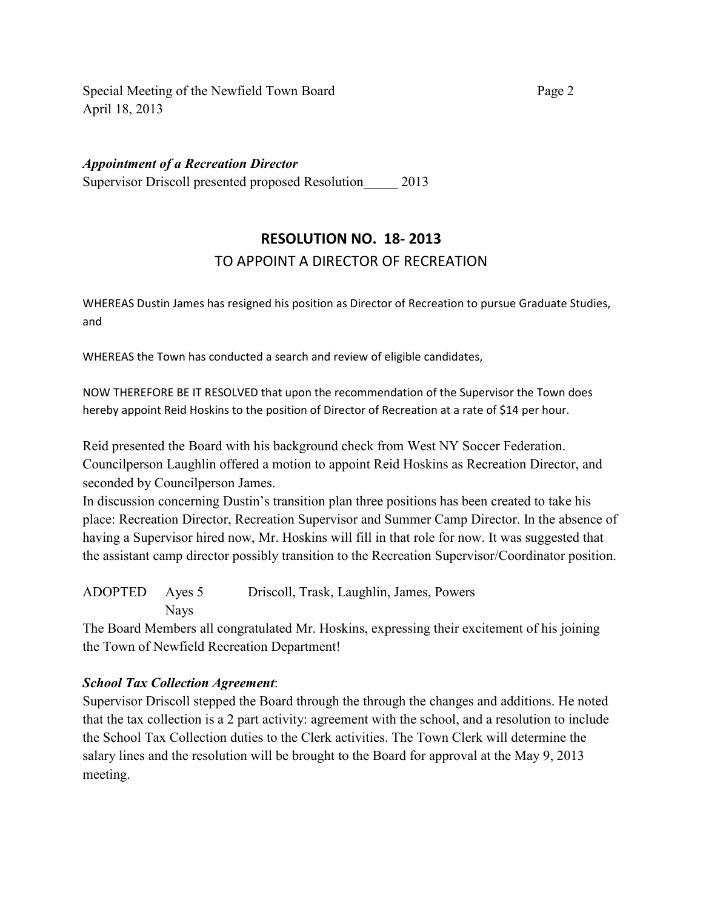***Appointment of a Recreation Director***

Supervisor Driscoll presented proposed Resolution_____ 2013

## RESOLUTION NO. 18- 2013

### TO APPOINT A DIRECTOR OF RECREATION

WHEREAS Dustin James has resigned his position as Director of Recreation to pursue Graduate Studies, and

WHEREAS the Town has conducted a search and review of eligible candidates,

NOW THEREFORE BE IT RESOLVED that upon the recommendation of the Supervisor the Town does hereby appoint Reid Hoskins to the position of Director of Recreation at a rate of $14 per hour.

Reid presented the Board with his background check from West NY Soccer Federation. Councilperson Laughlin offered a motion to appoint Reid Hoskins as Recreation Director, and seconded by Councilperson James.

In discussion concerning Dustin's transition plan three positions has been created to take his place: Recreation Director, Recreation Supervisor and Summer Camp Director. In the absence of having a Supervisor hired now, Mr. Hoskins will fill in that role for now. It was suggested that the assistant camp director possibly transition to the Recreation Supervisor/Coordinator position.

ADOPTED Ayes 5 Driscoll, Trask, Laughlin, James, Powers
Nays

The Board Members all congratulated Mr. Hoskins, expressing their excitement of his joining the Town of Newfield Recreation Department!

***School Tax Collection Agreement***:

Supervisor Driscoll stepped the Board through the through the changes and additions. He noted that the tax collection is a 2 part activity: agreement with the school, and a resolution to include the School Tax Collection duties to the Clerk activities. The Town Clerk will determine the salary lines and the resolution will be brought to the Board for approval at the May 9, 2013 meeting.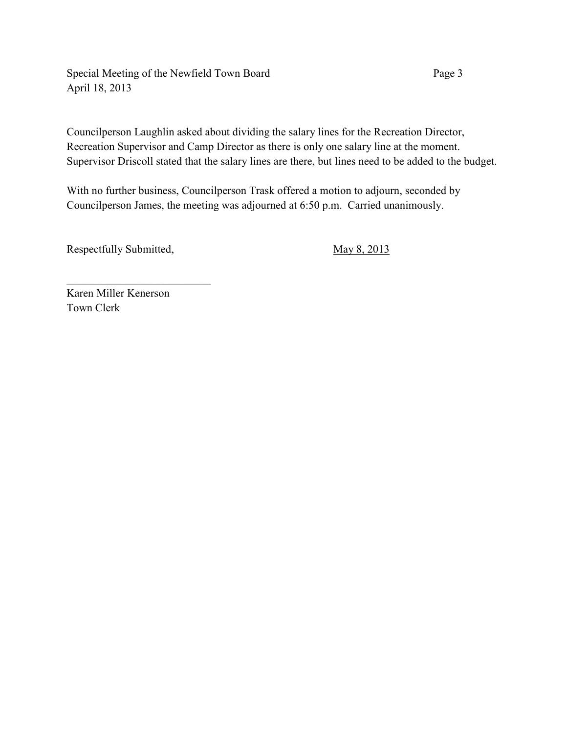Councilperson Laughlin asked about dividing the salary lines for the Recreation Director, Recreation Supervisor and Camp Director as there is only one salary line at the moment. Supervisor Driscoll stated that the salary lines are there, but lines need to be added to the budget.

With no further business, Councilperson Trask offered a motion to adjourn, seconded by Councilperson James, the meeting was adjourned at 6:50 p.m. Carried unanimously.

Respectfully Submitted, May 8, 2013

___________________________

Karen Miller Kenerson
Town Clerk